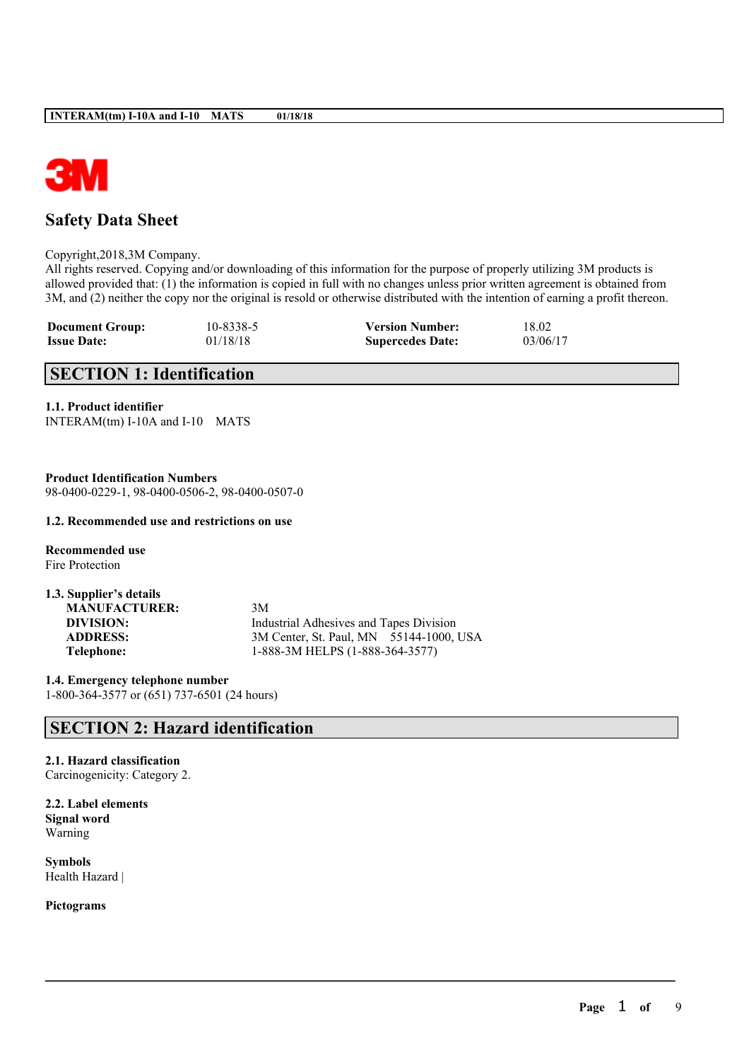# Safety Data Sheet

Copyright,2018,3M Company.
All rights reserved. Copying and/or downloading of this information for the purpose of properly utilizing 3M products is allowed provided that: (1) the information is copied in full with no changes unless prior written agreement is obtained from 3M, and (2) neither the copy nor the original is resold or otherwise distributed with the intention of earning a profit thereon.

| | | | |
|---|---|---|---|
| **Document Group:** | 10-8338-5 | **Version Number:** | 18.02 |
| **Issue Date:** | 01/18/18 | **Supercedes Date:** | 03/06/17 |

## SECTION 1: Identification

**1.1. Product identifier**
INTERAM(tm) I-10A and I-10 MATS

**Product Identification Numbers**
98-0400-0229-1, 98-0400-0506-2, 98-0400-0507-0

**1.2. Recommended use and restrictions on use**

**Recommended use**
Fire Protection

**1.3. Supplier's details**

| | |
|---|---|
| **MANUFACTURER:** | 3M |
| **DIVISION:** | Industrial Adhesives and Tapes Division |
| **ADDRESS:** | 3M Center, St. Paul, MN 55144-1000, USA |
| **Telephone:** | 1-888-3M HELPS (1-888-364-3577) |

**1.4. Emergency telephone number**
1-800-364-3577 or (651) 737-6501 (24 hours)

## SECTION 2: Hazard identification

**2.1. Hazard classification**
Carcinogenicity: Category 2.

**2.2. Label elements**
**Signal word**
Warning

**Symbols**
Health Hazard |

**Pictograms**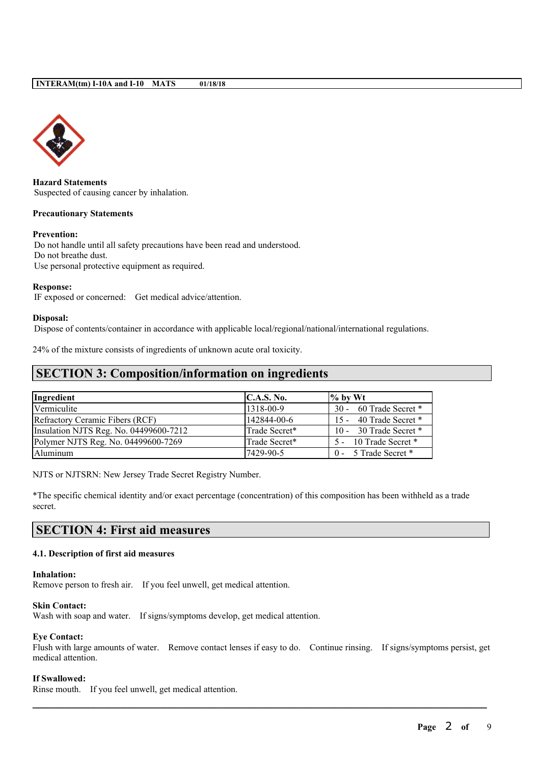**Hazard Statements**
Suspected of causing cancer by inhalation.

**Precautionary Statements**

**Prevention:**
Do not handle until all safety precautions have been read and understood.
Do not breathe dust.
Use personal protective equipment as required.

**Response:**
IF exposed or concerned: Get medical advice/attention.

**Disposal:**
Dispose of contents/container in accordance with applicable local/regional/national/international regulations.

24% of the mixture consists of ingredients of unknown acute oral toxicity.

## SECTION 3: Composition/information on ingredients

| Ingredient | C.A.S. No. | % by Wt |
|---|---|---|
| Vermiculite | 1318-00-9 | 30 - 60 Trade Secret * |
| Refractory Ceramic Fibers (RCF) | 142844-00-6 | 15 - 40 Trade Secret * |
| Insulation NJTS Reg. No. 04499600-7212 | Trade Secret* | 10 - 30 Trade Secret * |
| Polymer NJTS Reg. No. 04499600-7269 | Trade Secret* | 5 - 10 Trade Secret * |
| Aluminum | 7429-90-5 | 0 - 5 Trade Secret * |

NJTS or NJTSRN: New Jersey Trade Secret Registry Number.

*The specific chemical identity and/or exact percentage (concentration) of this composition has been withheld as a trade secret.

## SECTION 4: First aid measures

### 4.1. Description of first aid measures

**Inhalation:**
Remove person to fresh air. If you feel unwell, get medical attention.

**Skin Contact:**
Wash with soap and water. If signs/symptoms develop, get medical attention.

**Eye Contact:**
Flush with large amounts of water. Remove contact lenses if easy to do. Continue rinsing. If signs/symptoms persist, get medical attention.

**If Swallowed:**
Rinse mouth. If you feel unwell, get medical attention.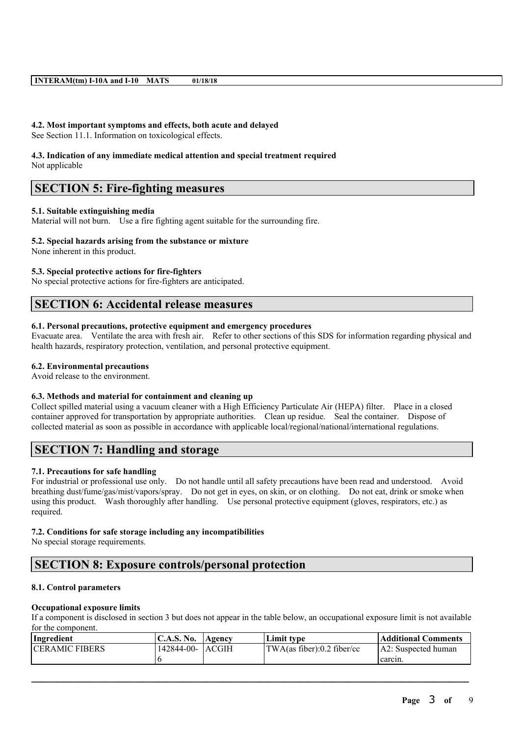#### 4.2. Most important symptoms and effects, both acute and delayed

See Section 11.1. Information on toxicological effects.

#### 4.3. Indication of any immediate medical attention and special treatment required

Not applicable

## SECTION 5: Fire-fighting measures

#### 5.1. Suitable extinguishing media

Material will not burn. Use a fire fighting agent suitable for the surrounding fire.

#### 5.2. Special hazards arising from the substance or mixture

None inherent in this product.

#### 5.3. Special protective actions for fire-fighters

No special protective actions for fire-fighters are anticipated.

## SECTION 6: Accidental release measures

#### 6.1. Personal precautions, protective equipment and emergency procedures

Evacuate area. Ventilate the area with fresh air. Refer to other sections of this SDS for information regarding physical and health hazards, respiratory protection, ventilation, and personal protective equipment.

#### 6.2. Environmental precautions

Avoid release to the environment.

#### 6.3. Methods and material for containment and cleaning up

Collect spilled material using a vacuum cleaner with a High Efficiency Particulate Air (HEPA) filter. Place in a closed container approved for transportation by appropriate authorities. Clean up residue. Seal the container. Dispose of collected material as soon as possible in accordance with applicable local/regional/national/international regulations.

## SECTION 7: Handling and storage

#### 7.1. Precautions for safe handling

For industrial or professional use only. Do not handle until all safety precautions have been read and understood. Avoid breathing dust/fume/gas/mist/vapors/spray. Do not get in eyes, on skin, or on clothing. Do not eat, drink or smoke when using this product. Wash thoroughly after handling. Use personal protective equipment (gloves, respirators, etc.) as required.

#### 7.2. Conditions for safe storage including any incompatibilities

No special storage requirements.

## SECTION 8: Exposure controls/personal protection

#### 8.1. Control parameters

**Occupational exposure limits**

If a component is disclosed in section 3 but does not appear in the table below, an occupational exposure limit is not available for the component.

| Ingredient | C.A.S. No. | Agency | Limit type | Additional Comments |
|---|---|---|---|---|
| CERAMIC FIBERS | 142844-00-6 | ACGIH | TWA(as fiber):0.2 fiber/cc | A2: Suspected human carcin. |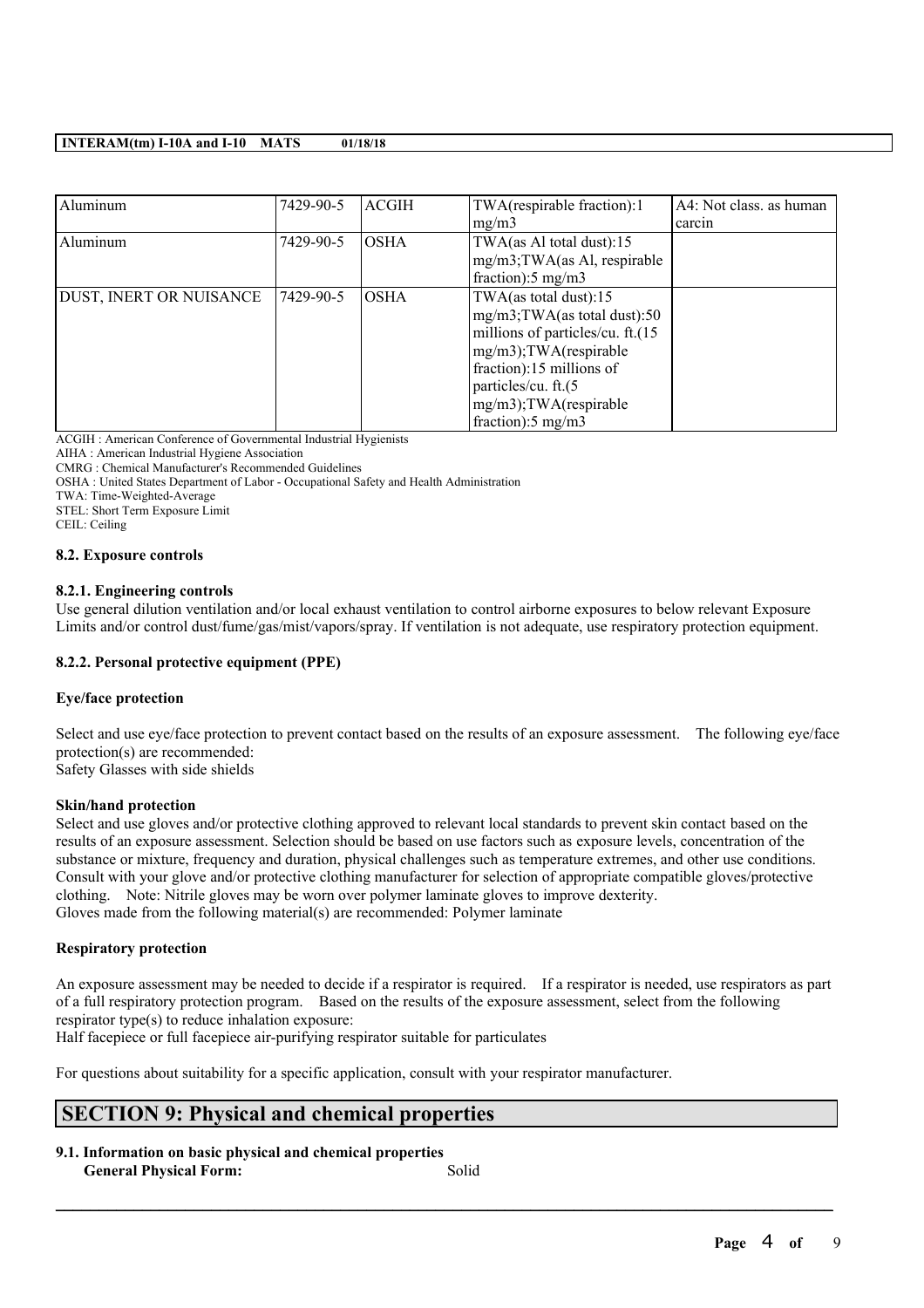| Aluminum | 7429-90-5 | ACGIH | TWA(respirable fraction):1 mg/m3 | A4: Not class. as human carcin |
| --- | --- | --- | --- | --- |
| Aluminum | 7429-90-5 | OSHA | TWA(as Al total dust):15 mg/m3;TWA(as Al, respirable fraction):5 mg/m3 | |
| DUST, INERT OR NUISANCE | 7429-90-5 | OSHA | TWA(as total dust):15 mg/m3;TWA(as total dust):50 millions of particles/cu. ft.(15 mg/m3);TWA(respirable fraction):15 millions of particles/cu. ft.(5 mg/m3);TWA(respirable fraction):5 mg/m3 | |

ACGIH : American Conference of Governmental Industrial Hygienists
AIHA : American Industrial Hygiene Association
CMRG : Chemical Manufacturer's Recommended Guidelines
OSHA : United States Department of Labor - Occupational Safety and Health Administration
TWA: Time-Weighted-Average
STEL: Short Term Exposure Limit
CEIL: Ceiling

### 8.2. Exposure controls

#### 8.2.1. Engineering controls

Use general dilution ventilation and/or local exhaust ventilation to control airborne exposures to below relevant Exposure Limits and/or control dust/fume/gas/mist/vapors/spray. If ventilation is not adequate, use respiratory protection equipment.

#### 8.2.2. Personal protective equipment (PPE)

**Eye/face protection**

Select and use eye/face protection to prevent contact based on the results of an exposure assessment. The following eye/face protection(s) are recommended:
Safety Glasses with side shields

**Skin/hand protection**

Select and use gloves and/or protective clothing approved to relevant local standards to prevent skin contact based on the results of an exposure assessment. Selection should be based on use factors such as exposure levels, concentration of the substance or mixture, frequency and duration, physical challenges such as temperature extremes, and other use conditions. Consult with your glove and/or protective clothing manufacturer for selection of appropriate compatible gloves/protective clothing. Note: Nitrile gloves may be worn over polymer laminate gloves to improve dexterity.
Gloves made from the following material(s) are recommended: Polymer laminate

**Respiratory protection**

An exposure assessment may be needed to decide if a respirator is required. If a respirator is needed, use respirators as part of a full respiratory protection program. Based on the results of the exposure assessment, select from the following respirator type(s) to reduce inhalation exposure:
Half facepiece or full facepiece air-purifying respirator suitable for particulates

For questions about suitability for a specific application, consult with your respirator manufacturer.

## SECTION 9: Physical and chemical properties

### 9.1. Information on basic physical and chemical properties

**General Physical Form:** Solid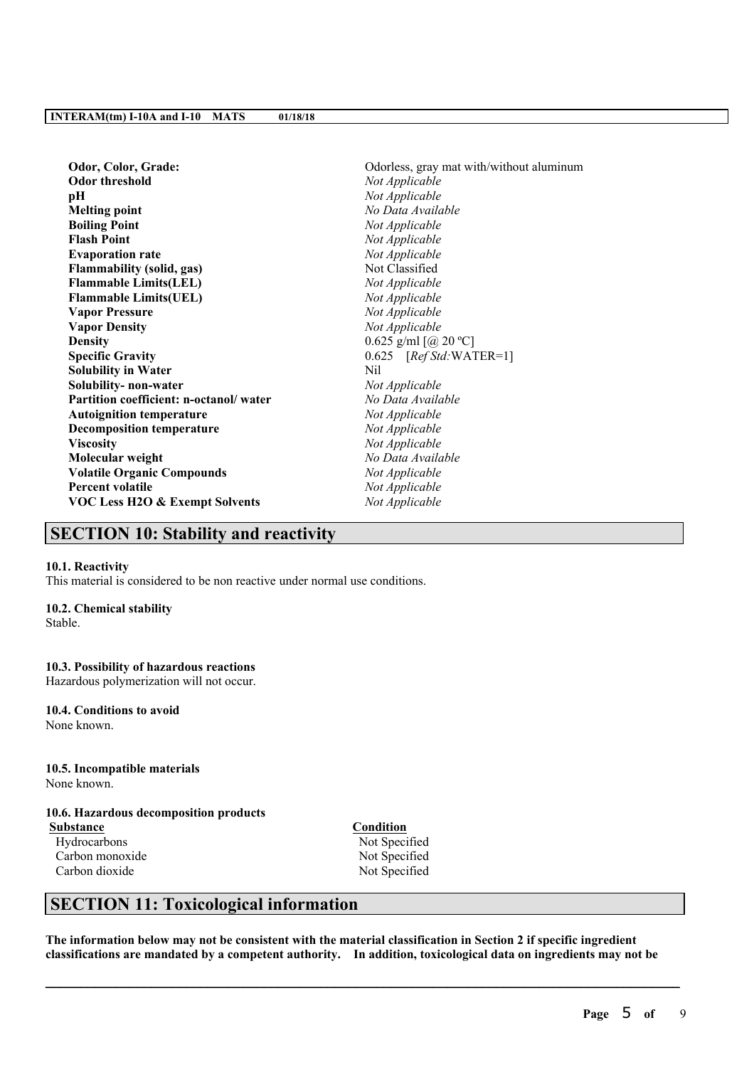| | |
|---|---|
| **Odor, Color, Grade:** | Odorless, gray mat with/without aluminum |
| **Odor threshold** | *Not Applicable* |
| **pH** | *Not Applicable* |
| **Melting point** | *No Data Available* |
| **Boiling Point** | *Not Applicable* |
| **Flash Point** | *Not Applicable* |
| **Evaporation rate** | *Not Applicable* |
| **Flammability (solid, gas)** | Not Classified |
| **Flammable Limits(LEL)** | *Not Applicable* |
| **Flammable Limits(UEL)** | *Not Applicable* |
| **Vapor Pressure** | *Not Applicable* |
| **Vapor Density** | *Not Applicable* |
| **Density** | 0.625 g/ml [@ 20 ºC] |
| **Specific Gravity** | 0.625 [*Ref Std:*WATER=1] |
| **Solubility in Water** | Nil |
| **Solubility- non-water** | *Not Applicable* |
| **Partition coefficient: n-octanol/ water** | *No Data Available* |
| **Autoignition temperature** | *Not Applicable* |
| **Decomposition temperature** | *Not Applicable* |
| **Viscosity** | *Not Applicable* |
| **Molecular weight** | *No Data Available* |
| **Volatile Organic Compounds** | *Not Applicable* |
| **Percent volatile** | *Not Applicable* |
| **VOC Less H2O & Exempt Solvents** | *Not Applicable* |

## SECTION 10: Stability and reactivity

**10.1. Reactivity**
This material is considered to be non reactive under normal use conditions.

**10.2. Chemical stability**
Stable.

**10.3. Possibility of hazardous reactions**
Hazardous polymerization will not occur.

**10.4. Conditions to avoid**
None known.

**10.5. Incompatible materials**
None known.

**10.6. Hazardous decomposition products**

| Substance | Condition |
|---|---|
| Hydrocarbons | Not Specified |
| Carbon monoxide | Not Specified |
| Carbon dioxide | Not Specified |

## SECTION 11: Toxicological information

**The information below may not be consistent with the material classification in Section 2 if specific ingredient classifications are mandated by a competent authority. In addition, toxicological data on ingredients may not be**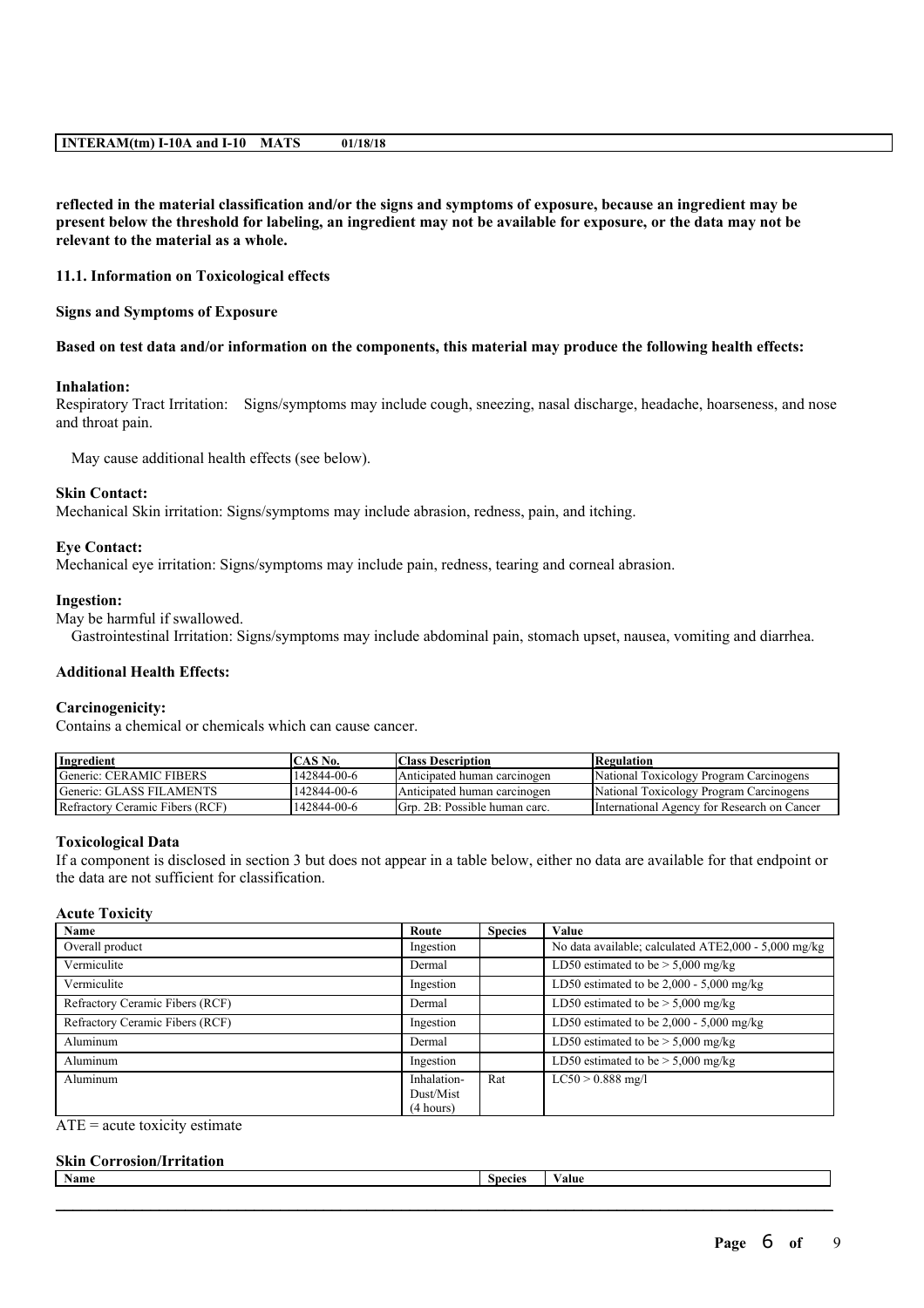**reflected in the material classification and/or the signs and symptoms of exposure, because an ingredient may be present below the threshold for labeling, an ingredient may not be available for exposure, or the data may not be relevant to the material as a whole.**

### 11.1. Information on Toxicological effects

**Signs and Symptoms of Exposure**

**Based on test data and/or information on the components, this material may produce the following health effects:**

**Inhalation:**
Respiratory Tract Irritation: Signs/symptoms may include cough, sneezing, nasal discharge, headache, hoarseness, and nose and throat pain.

May cause additional health effects (see below).

**Skin Contact:**
Mechanical Skin irritation: Signs/symptoms may include abrasion, redness, pain, and itching.

**Eye Contact:**
Mechanical eye irritation: Signs/symptoms may include pain, redness, tearing and corneal abrasion.

**Ingestion:**
May be harmful if swallowed.
Gastrointestinal Irritation: Signs/symptoms may include abdominal pain, stomach upset, nausea, vomiting and diarrhea.

**Additional Health Effects:**

**Carcinogenicity:**
Contains a chemical or chemicals which can cause cancer.

| Ingredient | CAS No. | Class Description | Regulation |
|---|---|---|---|
| Generic: CERAMIC FIBERS | 142844-00-6 | Anticipated human carcinogen | National Toxicology Program Carcinogens |
| Generic: GLASS FILAMENTS | 142844-00-6 | Anticipated human carcinogen | National Toxicology Program Carcinogens |
| Refractory Ceramic Fibers (RCF) | 142844-00-6 | Grp. 2B: Possible human carc. | International Agency for Research on Cancer |

**Toxicological Data**
If a component is disclosed in section 3 but does not appear in a table below, either no data are available for that endpoint or the data are not sufficient for classification.

**Acute Toxicity**

| Name | Route | Species | Value |
|---|---|---|---|
| Overall product | Ingestion | | No data available; calculated ATE2,000 - 5,000 mg/kg |
| Vermiculite | Dermal | | LD50 estimated to be > 5,000 mg/kg |
| Vermiculite | Ingestion | | LD50 estimated to be 2,000 - 5,000 mg/kg |
| Refractory Ceramic Fibers (RCF) | Dermal | | LD50 estimated to be > 5,000 mg/kg |
| Refractory Ceramic Fibers (RCF) | Ingestion | | LD50 estimated to be 2,000 - 5,000 mg/kg |
| Aluminum | Dermal | | LD50 estimated to be > 5,000 mg/kg |
| Aluminum | Ingestion | | LD50 estimated to be > 5,000 mg/kg |
| Aluminum | Inhalation-Dust/Mist (4 hours) | Rat | LC50 > 0.888 mg/l |

ATE = acute toxicity estimate

**Skin Corrosion/Irritation**

| Name | Species | Value |
|---|---|---|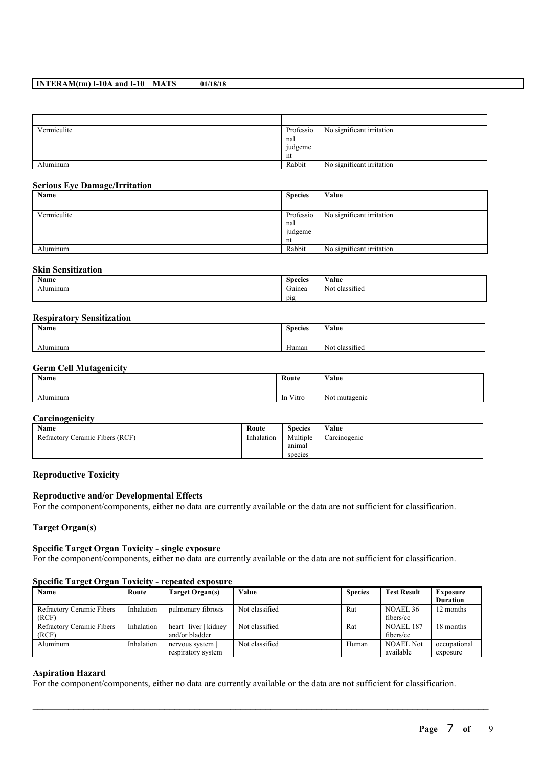| | | |
|---|---|---|
| Vermiculite | Professional judgement | No significant irritation |
| Aluminum | Rabbit | No significant irritation |

**Serious Eye Damage/Irritation**

| Name | Species | Value |
|---|---|---|
| Vermiculite | Professional judgement | No significant irritation |
| Aluminum | Rabbit | No significant irritation |

**Skin Sensitization**

| Name | Species | Value |
|---|---|---|
| Aluminum | Guinea pig | Not classified |

**Respiratory Sensitization**

| Name | Species | Value |
|---|---|---|
| Aluminum | Human | Not classified |

**Germ Cell Mutagenicity**

| Name | Route | Value |
|---|---|---|
| Aluminum | In Vitro | Not mutagenic |

**Carcinogenicity**

| Name | Route | Species | Value |
|---|---|---|---|
| Refractory Ceramic Fibers (RCF) | Inhalation | Multiple animal species | Carcinogenic |

**Reproductive Toxicity**

**Reproductive and/or Developmental Effects**

For the component/components, either no data are currently available or the data are not sufficient for classification.

**Target Organ(s)**

**Specific Target Organ Toxicity - single exposure**

For the component/components, either no data are currently available or the data are not sufficient for classification.

**Specific Target Organ Toxicity - repeated exposure**

| Name | Route | Target Organ(s) | Value | Species | Test Result | Exposure Duration |
|---|---|---|---|---|---|---|
| Refractory Ceramic Fibers (RCF) | Inhalation | pulmonary fibrosis | Not classified | Rat | NOAEL 36 fibers/cc | 12 months |
| Refractory Ceramic Fibers (RCF) | Inhalation | heart \| liver \| kidney and/or bladder | Not classified | Rat | NOAEL 187 fibers/cc | 18 months |
| Aluminum | Inhalation | nervous system \| respiratory system | Not classified | Human | NOAEL Not available | occupational exposure |

**Aspiration Hazard**

For the component/components, either no data are currently available or the data are not sufficient for classification.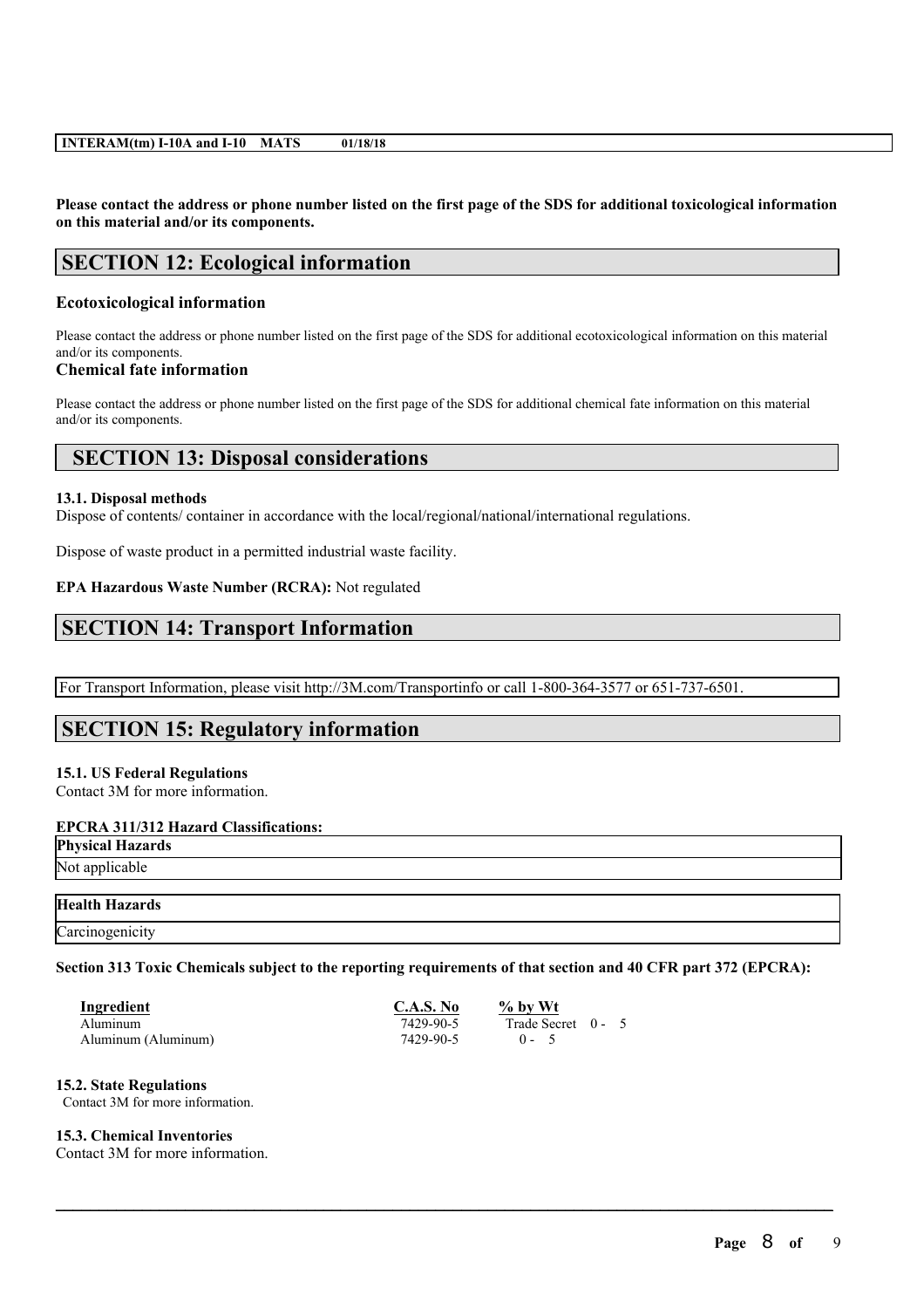**Please contact the address or phone number listed on the first page of the SDS for additional toxicological information on this material and/or its components.**

## SECTION 12: Ecological information

### Ecotoxicological information

Please contact the address or phone number listed on the first page of the SDS for additional ecotoxicological information on this material and/or its components.

### Chemical fate information

Please contact the address or phone number listed on the first page of the SDS for additional chemical fate information on this material and/or its components.

## SECTION 13: Disposal considerations

**13.1. Disposal methods**

Dispose of contents/ container in accordance with the local/regional/national/international regulations.

Dispose of waste product in a permitted industrial waste facility.

**EPA Hazardous Waste Number (RCRA):** Not regulated

## SECTION 14: Transport Information

For Transport Information, please visit http://3M.com/Transportinfo or call 1-800-364-3577 or 651-737-6501.

## SECTION 15: Regulatory information

**15.1. US Federal Regulations**

Contact 3M for more information.

**EPCRA 311/312 Hazard Classifications:**

| **Physical Hazards** |
|---|
| Not applicable |

| **Health Hazards** |
|---|
| Carcinogenicity |

**Section 313 Toxic Chemicals subject to the reporting requirements of that section and 40 CFR part 372 (EPCRA):**

| Ingredient | C.A.S. No | % by Wt |
|---|---|---|
| Aluminum | 7429-90-5 | Trade Secret 0 - 5 |
| Aluminum (Aluminum) | 7429-90-5 | 0 - 5 |

**15.2. State Regulations**

Contact 3M for more information.

**15.3. Chemical Inventories**

Contact 3M for more information.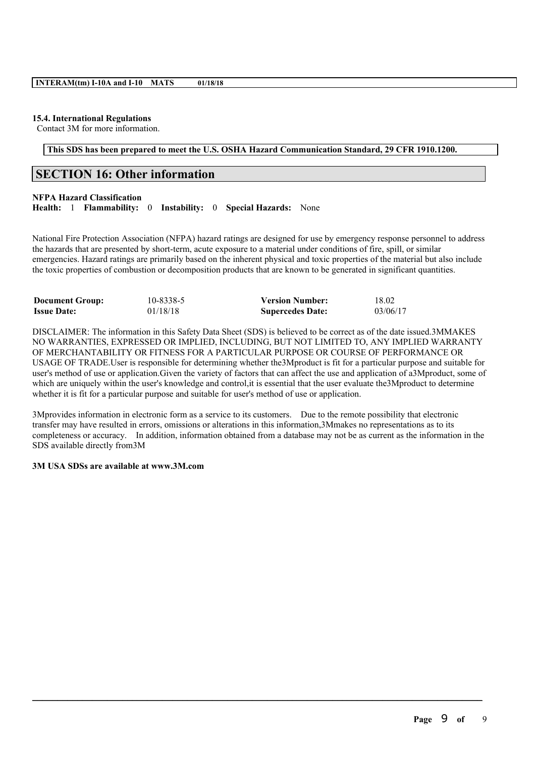**15.4. International Regulations**

Contact 3M for more information.

**This SDS has been prepared to meet the U.S. OSHA Hazard Communication Standard, 29 CFR 1910.1200.**

## SECTION 16: Other information

**NFPA Hazard Classification**

**Health:** 1 **Flammability:** 0 **Instability:** 0 **Special Hazards:** None

National Fire Protection Association (NFPA) hazard ratings are designed for use by emergency response personnel to address the hazards that are presented by short-term, acute exposure to a material under conditions of fire, spill, or similar emergencies. Hazard ratings are primarily based on the inherent physical and toxic properties of the material but also include the toxic properties of combustion or decomposition products that are known to be generated in significant quantities.

| | | | |
|---|---|---|---|
| **Document Group:** | 10-8338-5 | **Version Number:** | 18.02 |
| **Issue Date:** | 01/18/18 | **Supercedes Date:** | 03/06/17 |

DISCLAIMER: The information in this Safety Data Sheet (SDS) is believed to be correct as of the date issued.3MMAKES NO WARRANTIES, EXPRESSED OR IMPLIED, INCLUDING, BUT NOT LIMITED TO, ANY IMPLIED WARRANTY OF MERCHANTABILITY OR FITNESS FOR A PARTICULAR PURPOSE OR COURSE OF PERFORMANCE OR USAGE OF TRADE.User is responsible for determining whether the3Mproduct is fit for a particular purpose and suitable for user's method of use or application.Given the variety of factors that can affect the use and application of a3Mproduct, some of which are uniquely within the user's knowledge and control,it is essential that the user evaluate the3Mproduct to determine whether it is fit for a particular purpose and suitable for user's method of use or application.

3Mprovides information in electronic form as a service to its customers. Due to the remote possibility that electronic transfer may have resulted in errors, omissions or alterations in this information,3Mmakes no representations as to its completeness or accuracy. In addition, information obtained from a database may not be as current as the information in the SDS available directly from3M

**3M USA SDSs are available at www.3M.com**